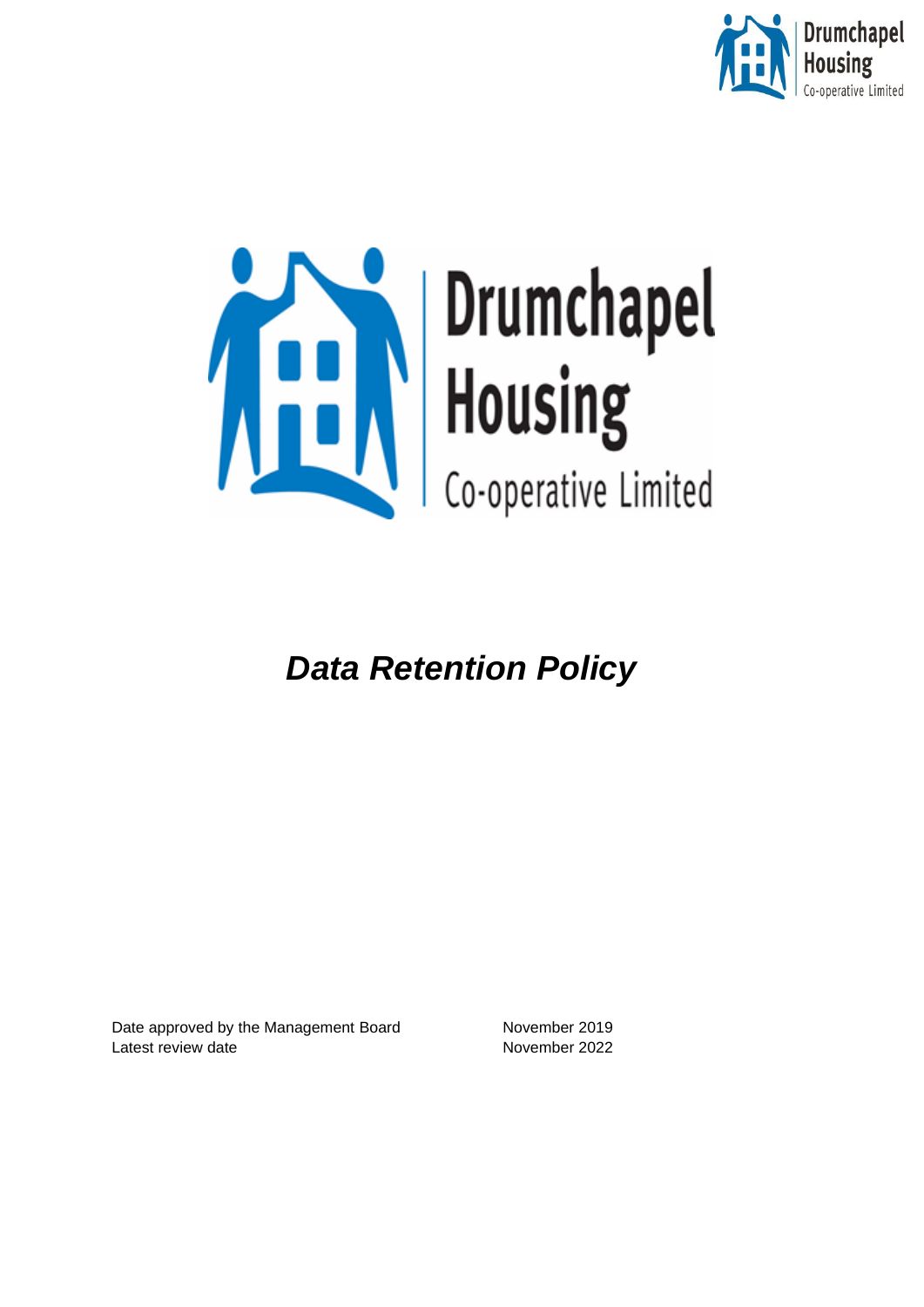Drumchapel Housing Co-operative Limited

# *Data Retention Policy*

| | |
|---|---|
| Date approved by the Management Board | November 2019 |
| Latest review date | November 2022 |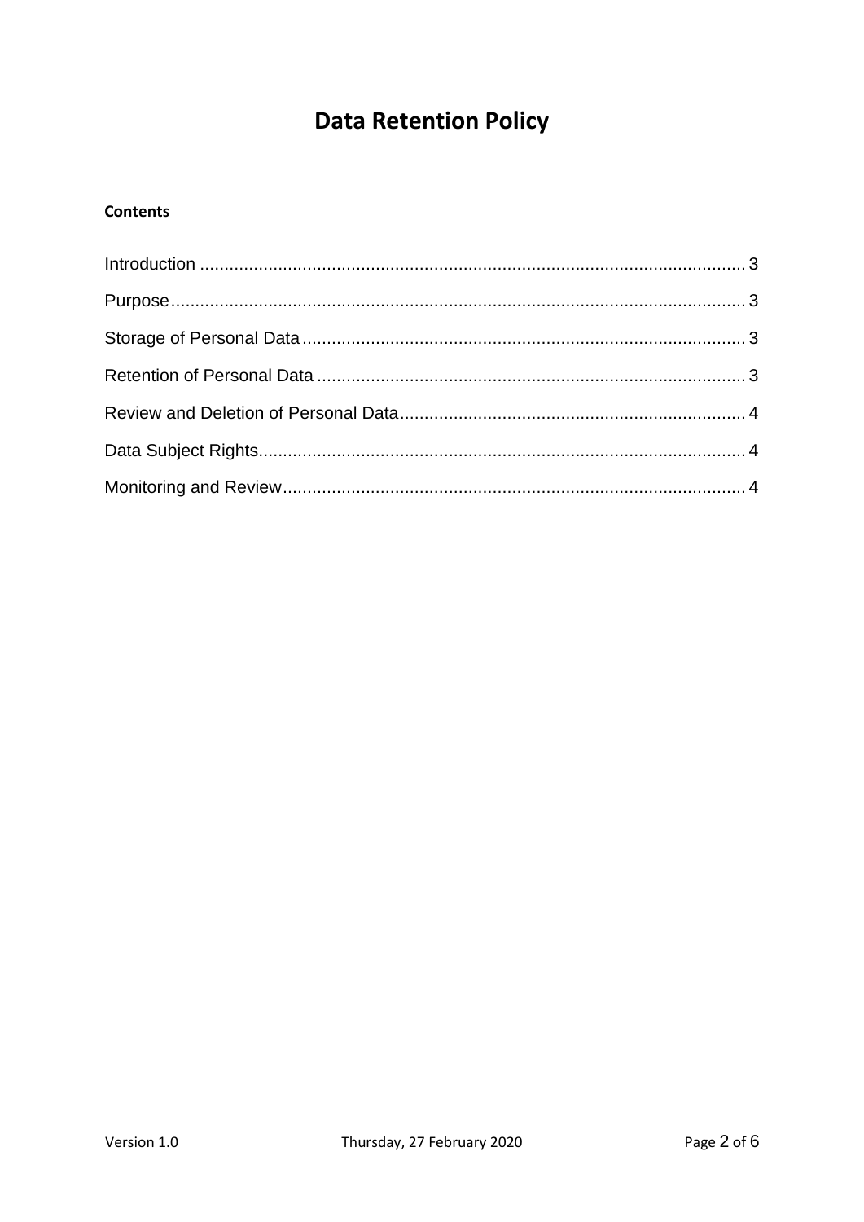# Data Retention Policy

**Contents**

Introduction ............................................................................................................. 3

Purpose..................................................................................................................... 3

Storage of Personal Data .......................................................................................... 3

Retention of Personal Data ....................................................................................... 3

Review and Deletion of Personal Data...................................................................... 4

Data Subject Rights................................................................................................... 4

Monitoring and Review.............................................................................................. 4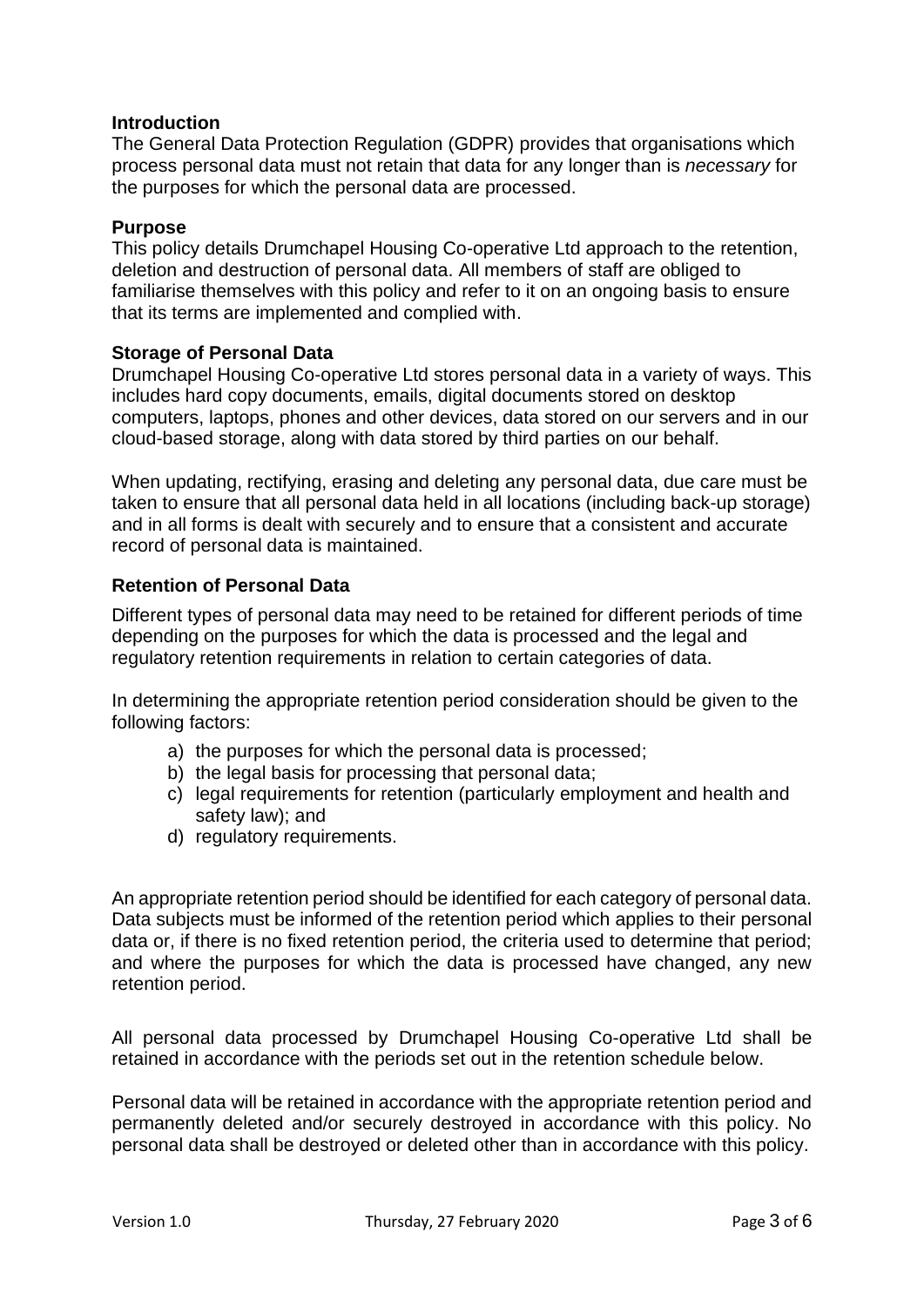## Introduction

The General Data Protection Regulation (GDPR) provides that organisations which process personal data must not retain that data for any longer than is *necessary* for the purposes for which the personal data are processed.

## Purpose

This policy details Drumchapel Housing Co-operative Ltd approach to the retention, deletion and destruction of personal data. All members of staff are obliged to familiarise themselves with this policy and refer to it on an ongoing basis to ensure that its terms are implemented and complied with.

## Storage of Personal Data

Drumchapel Housing Co-operative Ltd stores personal data in a variety of ways. This includes hard copy documents, emails, digital documents stored on desktop computers, laptops, phones and other devices, data stored on our servers and in our cloud-based storage, along with data stored by third parties on our behalf.

When updating, rectifying, erasing and deleting any personal data, due care must be taken to ensure that all personal data held in all locations (including back-up storage) and in all forms is dealt with securely and to ensure that a consistent and accurate record of personal data is maintained.

## Retention of Personal Data

Different types of personal data may need to be retained for different periods of time depending on the purposes for which the data is processed and the legal and regulatory retention requirements in relation to certain categories of data.

In determining the appropriate retention period consideration should be given to the following factors:

a) the purposes for which the personal data is processed;
b) the legal basis for processing that personal data;
c) legal requirements for retention (particularly employment and health and safety law); and
d) regulatory requirements.

An appropriate retention period should be identified for each category of personal data. Data subjects must be informed of the retention period which applies to their personal data or, if there is no fixed retention period, the criteria used to determine that period; and where the purposes for which the data is processed have changed, any new retention period.

All personal data processed by Drumchapel Housing Co-operative Ltd shall be retained in accordance with the periods set out in the retention schedule below.

Personal data will be retained in accordance with the appropriate retention period and permanently deleted and/or securely destroyed in accordance with this policy. No personal data shall be destroyed or deleted other than in accordance with this policy.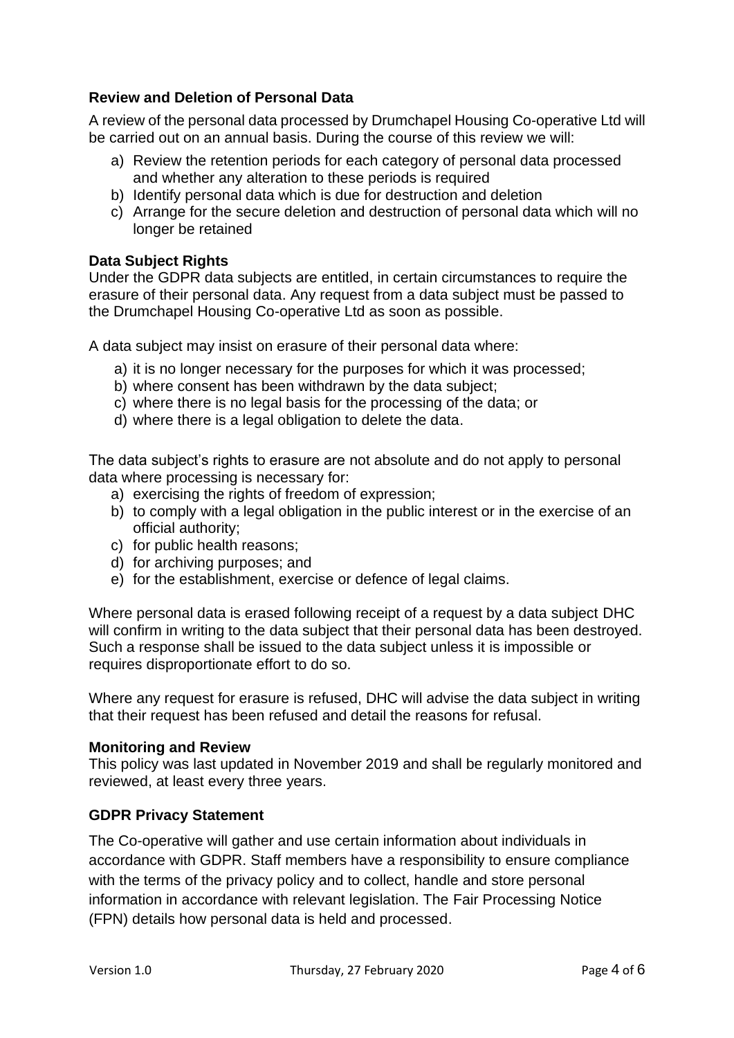**Review and Deletion of Personal Data**

A review of the personal data processed by Drumchapel Housing Co-operative Ltd will be carried out on an annual basis. During the course of this review we will:

a) Review the retention periods for each category of personal data processed and whether any alteration to these periods is required
b) Identify personal data which is due for destruction and deletion
c) Arrange for the secure deletion and destruction of personal data which will no longer be retained

**Data Subject Rights**

Under the GDPR data subjects are entitled, in certain circumstances to require the erasure of their personal data. Any request from a data subject must be passed to the Drumchapel Housing Co-operative Ltd as soon as possible.

A data subject may insist on erasure of their personal data where:

a) it is no longer necessary for the purposes for which it was processed;
b) where consent has been withdrawn by the data subject;
c) where there is no legal basis for the processing of the data; or
d) where there is a legal obligation to delete the data.

The data subject's rights to erasure are not absolute and do not apply to personal data where processing is necessary for:

a) exercising the rights of freedom of expression;
b) to comply with a legal obligation in the public interest or in the exercise of an official authority;
c) for public health reasons;
d) for archiving purposes; and
e) for the establishment, exercise or defence of legal claims.

Where personal data is erased following receipt of a request by a data subject DHC will confirm in writing to the data subject that their personal data has been destroyed. Such a response shall be issued to the data subject unless it is impossible or requires disproportionate effort to do so.

Where any request for erasure is refused, DHC will advise the data subject in writing that their request has been refused and detail the reasons for refusal.

**Monitoring and Review**

This policy was last updated in November 2019 and shall be regularly monitored and reviewed, at least every three years.

**GDPR Privacy Statement**

The Co-operative will gather and use certain information about individuals in accordance with GDPR. Staff members have a responsibility to ensure compliance with the terms of the privacy policy and to collect, handle and store personal information in accordance with relevant legislation. The Fair Processing Notice (FPN) details how personal data is held and processed.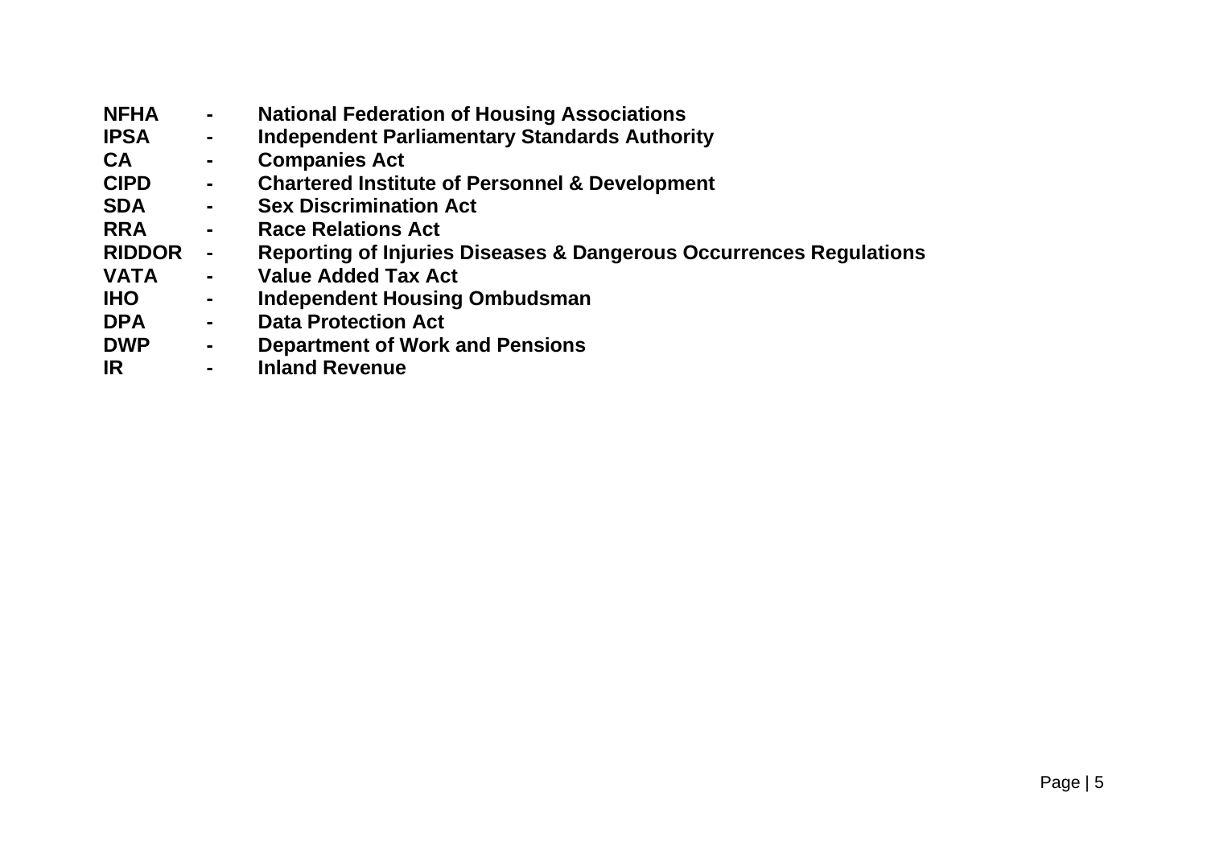**NFHA - National Federation of Housing Associations**
**IPSA - Independent Parliamentary Standards Authority**
**CA - Companies Act**
**CIPD - Chartered Institute of Personnel & Development**
**SDA - Sex Discrimination Act**
**RRA - Race Relations Act**
**RIDDOR - Reporting of Injuries Diseases & Dangerous Occurrences Regulations**
**VATA - Value Added Tax Act**
**IHO - Independent Housing Ombudsman**
**DPA - Data Protection Act**
**DWP - Department of Work and Pensions**
**IR - Inland Revenue**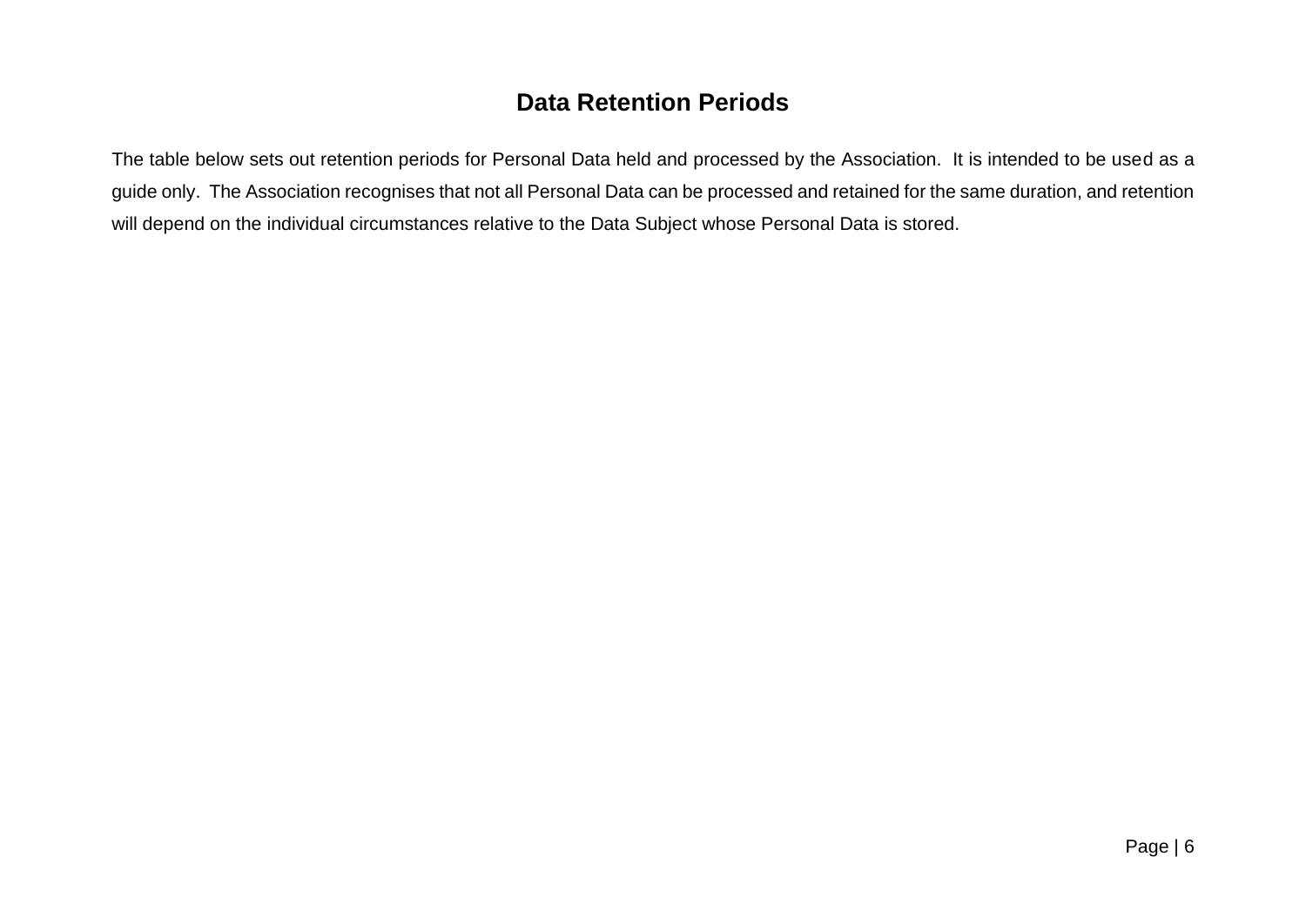# Data Retention Periods

The table below sets out retention periods for Personal Data held and processed by the Association. It is intended to be used as a guide only. The Association recognises that not all Personal Data can be processed and retained for the same duration, and retention will depend on the individual circumstances relative to the Data Subject whose Personal Data is stored.